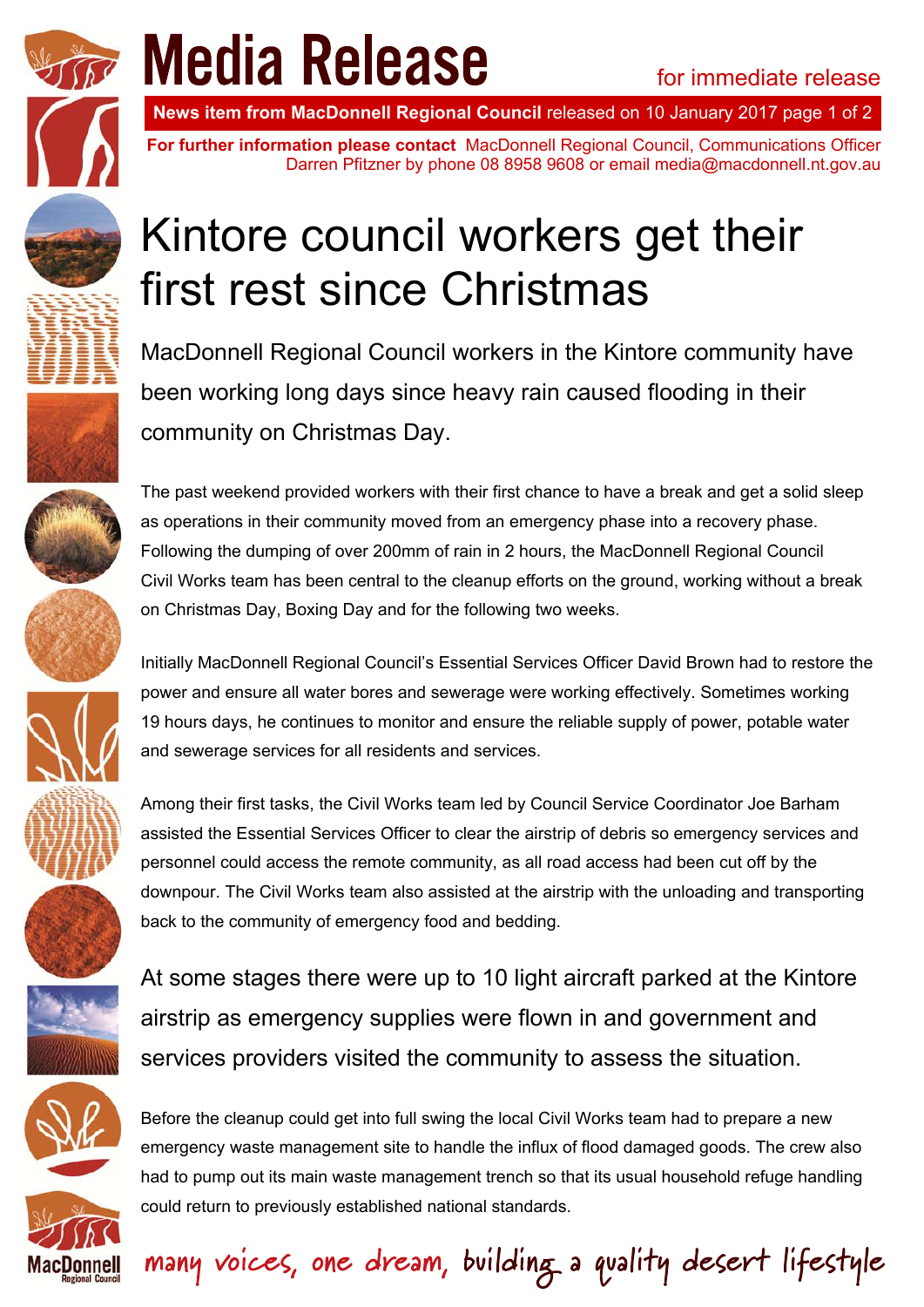# Media Release

for immediate release

**News item from MacDonnell Regional Council** released on 10 January 2017

**For further information please contact** MacDonnell Regional Council, Communications Officer Darren Pfitzner by phone 08 8958 9608 or email media@macdonnell.nt.gov.au

# Kintore council workers get their first rest since Christmas

MacDonnell Regional Council workers in the Kintore community have been working long days since heavy rain caused flooding in their community on Christmas Day.

The past weekend provided workers with their first chance to have a break and get a solid sleep as operations in their community moved from an emergency phase into a recovery phase. Following the dumping of over 200mm of rain in 2 hours, the MacDonnell Regional Council Civil Works team has been central to the cleanup efforts on the ground, working without a break on Christmas Day, Boxing Day and for the following two weeks.

Initially MacDonnell Regional Council's Essential Services Officer David Brown had to restore the power and ensure all water bores and sewerage were working effectively. Sometimes working 19 hours days, he continues to monitor and ensure the reliable supply of power, potable water and sewerage services for all residents and services.

Among their first tasks, the Civil Works team led by Council Service Coordinator Joe Barham assisted the Essential Services Officer to clear the airstrip of debris so emergency services and personnel could access the remote community, as all road access had been cut off by the downpour. The Civil Works team also assisted at the airstrip with the unloading and transporting back to the community of emergency food and bedding.

At some stages there were up to 10 light aircraft parked at the Kintore airstrip as emergency supplies were flown in and government and services providers visited the community to assess the situation.

Before the cleanup could get into full swing the local Civil Works team had to prepare a new emergency waste management site to handle the influx of flood damaged goods. The crew also had to pump out its main waste management trench so that its usual household refuge handling could return to previously established national standards.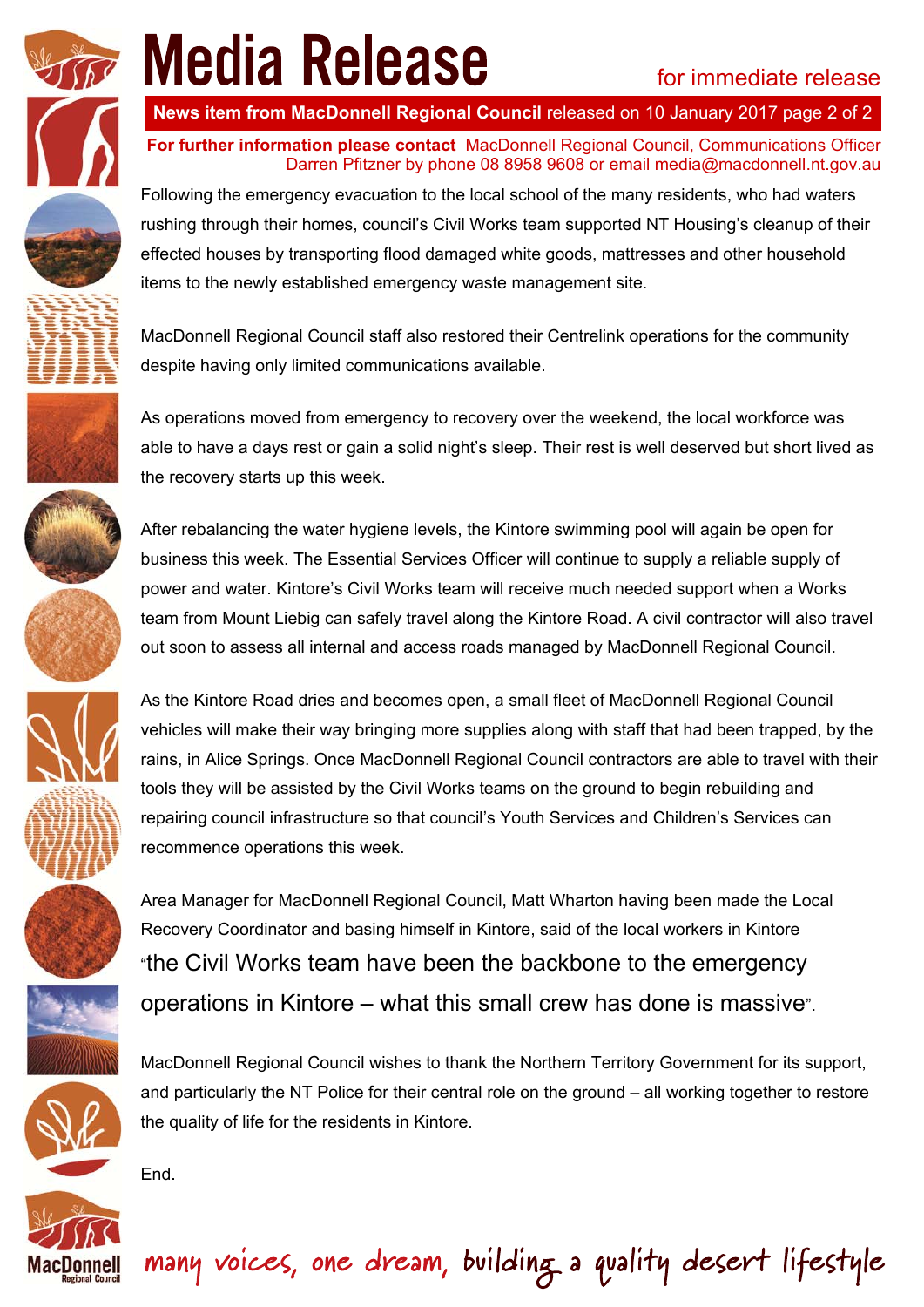# Media Release

for immediate release

**News item from MacDonnell Regional Council** released on 10 January 2017

**For further information please contact** MacDonnell Regional Council, Communications Officer Darren Pfitzner by phone 08 8958 9608 or email media@macdonnell.nt.gov.au

Following the emergency evacuation to the local school of the many residents, who had waters rushing through their homes, council's Civil Works team supported NT Housing's cleanup of their effected houses by transporting flood damaged white goods, mattresses and other household items to the newly established emergency waste management site.

MacDonnell Regional Council staff also restored their Centrelink operations for the community despite having only limited communications available.

As operations moved from emergency to recovery over the weekend, the local workforce was able to have a days rest or gain a solid night's sleep. Their rest is well deserved but short lived as the recovery starts up this week.

After rebalancing the water hygiene levels, the Kintore swimming pool will again be open for business this week. The Essential Services Officer will continue to supply a reliable supply of power and water. Kintore's Civil Works team will receive much needed support when a Works team from Mount Liebig can safely travel along the Kintore Road. A civil contractor will also travel out soon to assess all internal and access roads managed by MacDonnell Regional Council.

As the Kintore Road dries and becomes open, a small fleet of MacDonnell Regional Council vehicles will make their way bringing more supplies along with staff that had been trapped, by the rains, in Alice Springs. Once MacDonnell Regional Council contractors are able to travel with their tools they will be assisted by the Civil Works teams on the ground to begin rebuilding and repairing council infrastructure so that council's Youth Services and Children's Services can recommence operations this week.

Area Manager for MacDonnell Regional Council, Matt Wharton having been made the Local Recovery Coordinator and basing himself in Kintore, said of the local workers in Kintore "the Civil Works team have been the backbone to the emergency operations in Kintore – what this small crew has done is massive".

MacDonnell Regional Council wishes to thank the Northern Territory Government for its support, and particularly the NT Police for their central role on the ground – all working together to restore the quality of life for the residents in Kintore.

End.

MacDonnell Regional Council

many voices, one dream, building a quality desert lifestyle